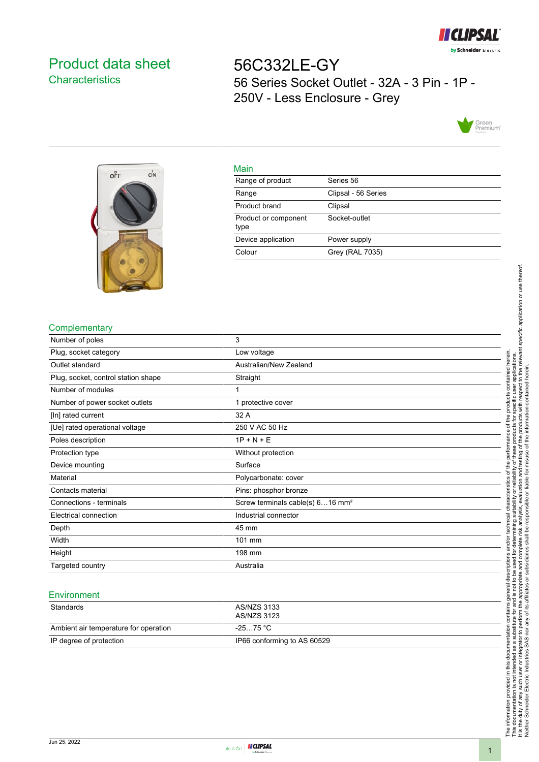# Product data sheet

## Characteristics

# 56C332LE-GY

56 Series Socket Outlet - 32A - 3 Pin - 1P - 250V - Less Enclosure - Grey

### Main

| | |
|---|---|
| Range of product | Series 56 |
| Range | Clipsal - 56 Series |
| Product brand | Clipsal |
| Product or component type | Socket-outlet |
| Device application | Power supply |
| Colour | Grey (RAL 7035) |

### Complementary

| | |
|---|---|
| Number of poles | 3 |
| Plug, socket category | Low voltage |
| Outlet standard | Australian/New Zealand |
| Plug, socket, control station shape | Straight |
| Number of modules | 1 |
| Number of power socket outlets | 1 protective cover |
| [In] rated current | 32 A |
| [Ue] rated operational voltage | 250 V AC 50 Hz |
| Poles description | 1P + N + E |
| Protection type | Without protection |
| Device mounting | Surface |
| Material | Polycarbonate: cover |
| Contacts material | Pins: phosphor bronze |
| Connections - terminals | Screw terminals cable(s) 6…16 mm² |
| Electrical connection | Industrial connector |
| Depth | 45 mm |
| Width | 101 mm |
| Height | 198 mm |
| Targeted country | Australia |

### Environment

| | |
|---|---|
| Standards | AS/NZS 3133<br>AS/NZS 3123 |
| Ambient air temperature for operation | -25…75 °C |
| IP degree of protection | IP66 conforming to AS 60529 |

The information provided in this documentation contains general descriptions and/or technical characteristics of the performance of the products contained herein. This documentation is not intended as a substitute for and is not to be used for determining suitability or reliability of these products for specific user applications. It is the duty of any such user or integrator to perform the appropriate and complete risk analysis, evaluation and testing of the products with respect to the relevant specific application or use thereof. Neither Schneider Electric Industries SAS nor any of its affiliates or subsidiaries shall be responsible or liable for misuse of the information contained herein.

Jun 25, 2022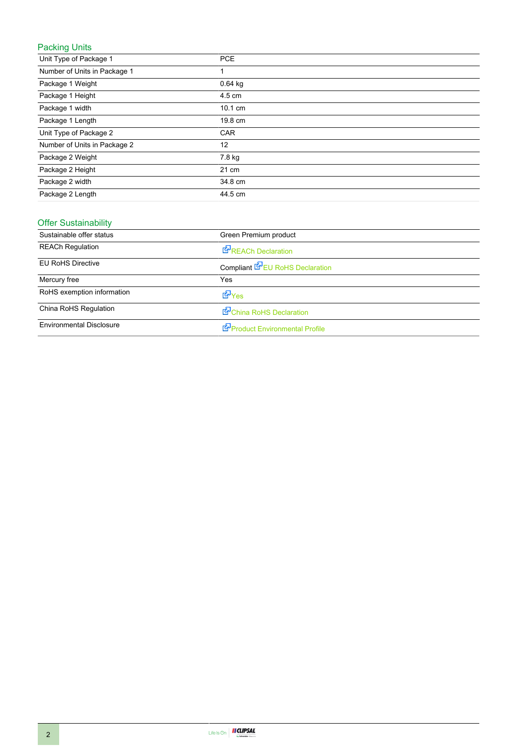## Packing Units

| | |
|---|---|
| Unit Type of Package 1 | PCE |
| Number of Units in Package 1 | 1 |
| Package 1 Weight | 0.64 kg |
| Package 1 Height | 4.5 cm |
| Package 1 width | 10.1 cm |
| Package 1 Length | 19.8 cm |
| Unit Type of Package 2 | CAR |
| Number of Units in Package 2 | 12 |
| Package 2 Weight | 7.8 kg |
| Package 2 Height | 21 cm |
| Package 2 width | 34.8 cm |
| Package 2 Length | 44.5 cm |

## Offer Sustainability

| | |
|---|---|
| Sustainable offer status | Green Premium product |
| REACh Regulation | REACh Declaration |
| EU RoHS Directive | Compliant EU RoHS Declaration |
| Mercury free | Yes |
| RoHS exemption information | Yes |
| China RoHS Regulation | China RoHS Declaration |
| Environmental Disclosure | Product Environmental Profile |